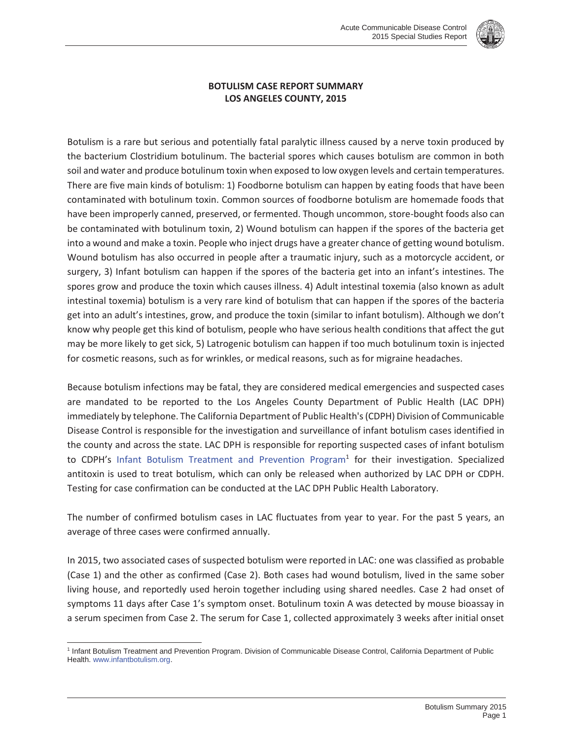# BOTULISM CASE REPORT SUMMARY
## LOS ANGELES COUNTY, 2015

Botulism is a rare but serious and potentially fatal paralytic illness caused by a nerve toxin produced by the bacterium Clostridium botulinum. The bacterial spores which causes botulism are common in both soil and water and produce botulinum toxin when exposed to low oxygen levels and certain temperatures. There are five main kinds of botulism: 1) Foodborne botulism can happen by eating foods that have been contaminated with botulinum toxin. Common sources of foodborne botulism are homemade foods that have been improperly canned, preserved, or fermented. Though uncommon, store-bought foods also can be contaminated with botulinum toxin, 2) Wound botulism can happen if the spores of the bacteria get into a wound and make a toxin. People who inject drugs have a greater chance of getting wound botulism. Wound botulism has also occurred in people after a traumatic injury, such as a motorcycle accident, or surgery, 3) Infant botulism can happen if the spores of the bacteria get into an infant's intestines. The spores grow and produce the toxin which causes illness. 4) Adult intestinal toxemia (also known as adult intestinal toxemia) botulism is a very rare kind of botulism that can happen if the spores of the bacteria get into an adult's intestines, grow, and produce the toxin (similar to infant botulism). Although we don't know why people get this kind of botulism, people who have serious health conditions that affect the gut may be more likely to get sick, 5) Latrogenic botulism can happen if too much botulinum toxin is injected for cosmetic reasons, such as for wrinkles, or medical reasons, such as for migraine headaches.

Because botulism infections may be fatal, they are considered medical emergencies and suspected cases are mandated to be reported to the Los Angeles County Department of Public Health (LAC DPH) immediately by telephone. The California Department of Public Health's (CDPH) Division of Communicable Disease Control is responsible for the investigation and surveillance of infant botulism cases identified in the county and across the state. LAC DPH is responsible for reporting suspected cases of infant botulism to CDPH's Infant Botulism Treatment and Prevention Program[1] for their investigation. Specialized antitoxin is used to treat botulism, which can only be released when authorized by LAC DPH or CDPH. Testing for case confirmation can be conducted at the LAC DPH Public Health Laboratory.

The number of confirmed botulism cases in LAC fluctuates from year to year. For the past 5 years, an average of three cases were confirmed annually.

In 2015, two associated cases of suspected botulism were reported in LAC: one was classified as probable (Case 1) and the other as confirmed (Case 2). Both cases had wound botulism, lived in the same sober living house, and reportedly used heroin together including using shared needles. Case 2 had onset of symptoms 11 days after Case 1's symptom onset. Botulinum toxin A was detected by mouse bioassay in a serum specimen from Case 2. The serum for Case 1, collected approximately 3 weeks after initial onset

[1] Infant Botulism Treatment and Prevention Program. Division of Communicable Disease Control, California Department of Public Health. www.infantbotulism.org.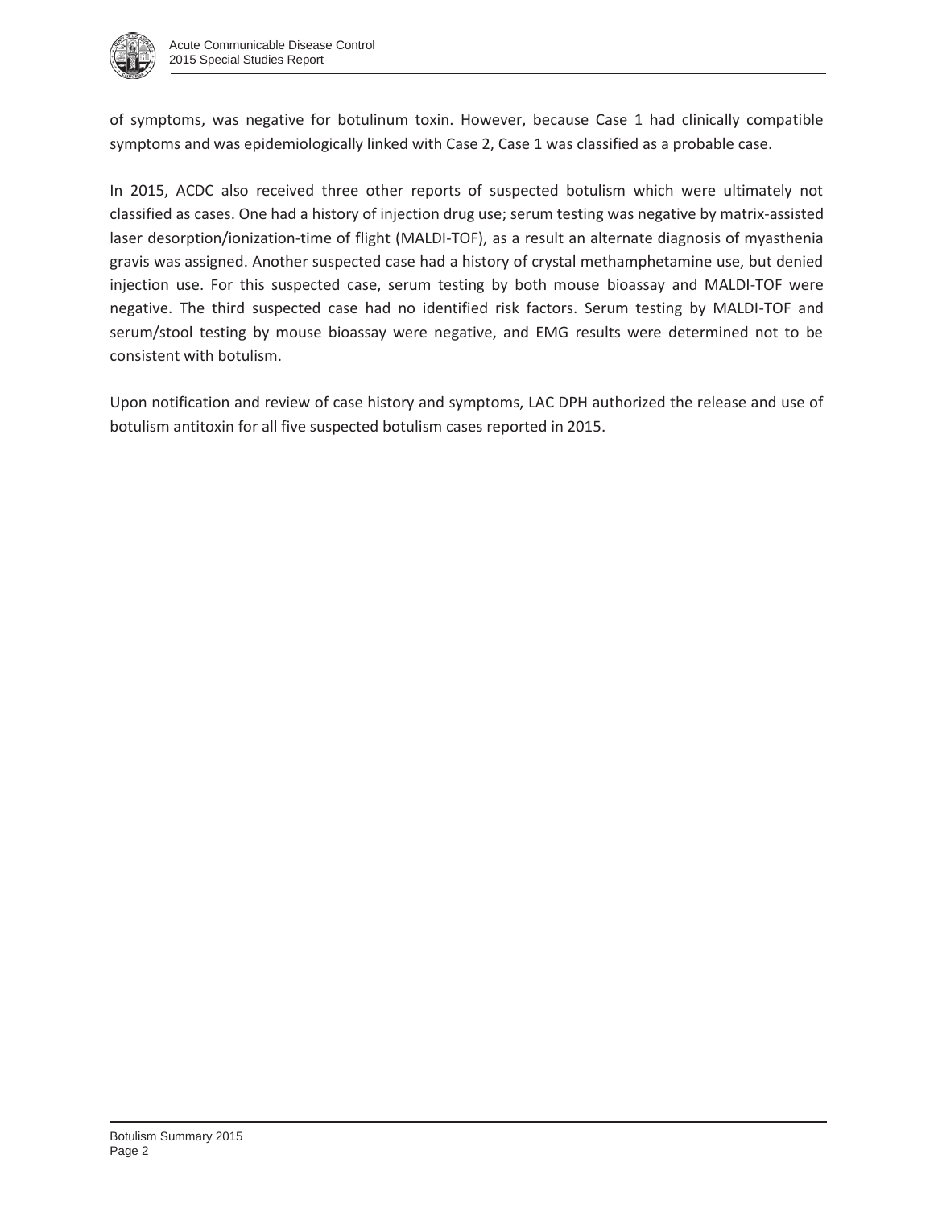of symptoms, was negative for botulinum toxin. However, because Case 1 had clinically compatible symptoms and was epidemiologically linked with Case 2, Case 1 was classified as a probable case.

In 2015, ACDC also received three other reports of suspected botulism which were ultimately not classified as cases. One had a history of injection drug use; serum testing was negative by matrix-assisted laser desorption/ionization-time of flight (MALDI-TOF), as a result an alternate diagnosis of myasthenia gravis was assigned. Another suspected case had a history of crystal methamphetamine use, but denied injection use. For this suspected case, serum testing by both mouse bioassay and MALDI-TOF were negative. The third suspected case had no identified risk factors. Serum testing by MALDI-TOF and serum/stool testing by mouse bioassay were negative, and EMG results were determined not to be consistent with botulism.

Upon notification and review of case history and symptoms, LAC DPH authorized the release and use of botulism antitoxin for all five suspected botulism cases reported in 2015.